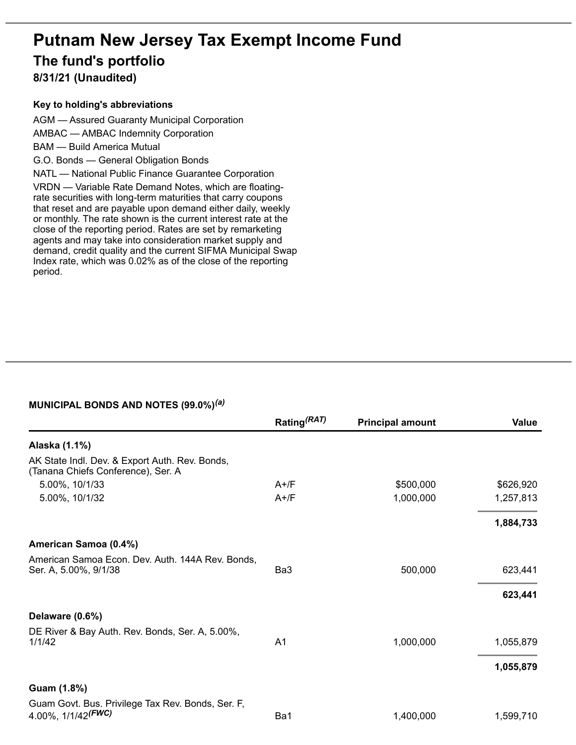# Putnam New Jersey Tax Exempt Income Fund

## The fund's portfolio

**8/31/21 (Unaudited)**

**Key to holding's abbreviations**

AGM — Assured Guaranty Municipal Corporation

AMBAC — AMBAC Indemnity Corporation

BAM — Build America Mutual

G.O. Bonds — General Obligation Bonds

NATL — National Public Finance Guarantee Corporation

VRDN — Variable Rate Demand Notes, which are floating-rate securities with long-term maturities that carry coupons that reset and are payable upon demand either daily, weekly or monthly. The rate shown is the current interest rate at the close of the reporting period. Rates are set by remarketing agents and may take into consideration market supply and demand, credit quality and the current SIFMA Municipal Swap Index rate, which was 0.02% as of the close of the reporting period.

**MUNICIPAL BONDS AND NOTES (99.0%)[(a)]**

| | Rating[(RAT)] | Principal amount | Value |
|---|---|---|---|
| **Alaska (1.1%)** | | | |
| AK State Indl. Dev. & Export Auth. Rev. Bonds, (Tanana Chiefs Conference), Ser. A | | | |
| 5.00%, 10/1/33 | A+/F | $500,000 | $626,920 |
| 5.00%, 10/1/32 | A+/F | 1,000,000 | 1,257,813 |
| | | | **1,884,733** |
| **American Samoa (0.4%)** | | | |
| American Samoa Econ. Dev. Auth. 144A Rev. Bonds, Ser. A, 5.00%, 9/1/38 | Ba3 | 500,000 | 623,441 |
| | | | **623,441** |
| **Delaware (0.6%)** | | | |
| DE River & Bay Auth. Rev. Bonds, Ser. A, 5.00%, 1/1/42 | A1 | 1,000,000 | 1,055,879 |
| | | | **1,055,879** |
| **Guam (1.8%)** | | | |
| Guam Govt. Bus. Privilege Tax Rev. Bonds, Ser. F, 4.00%, 1/1/42[(FWC)] | Ba1 | 1,400,000 | 1,599,710 |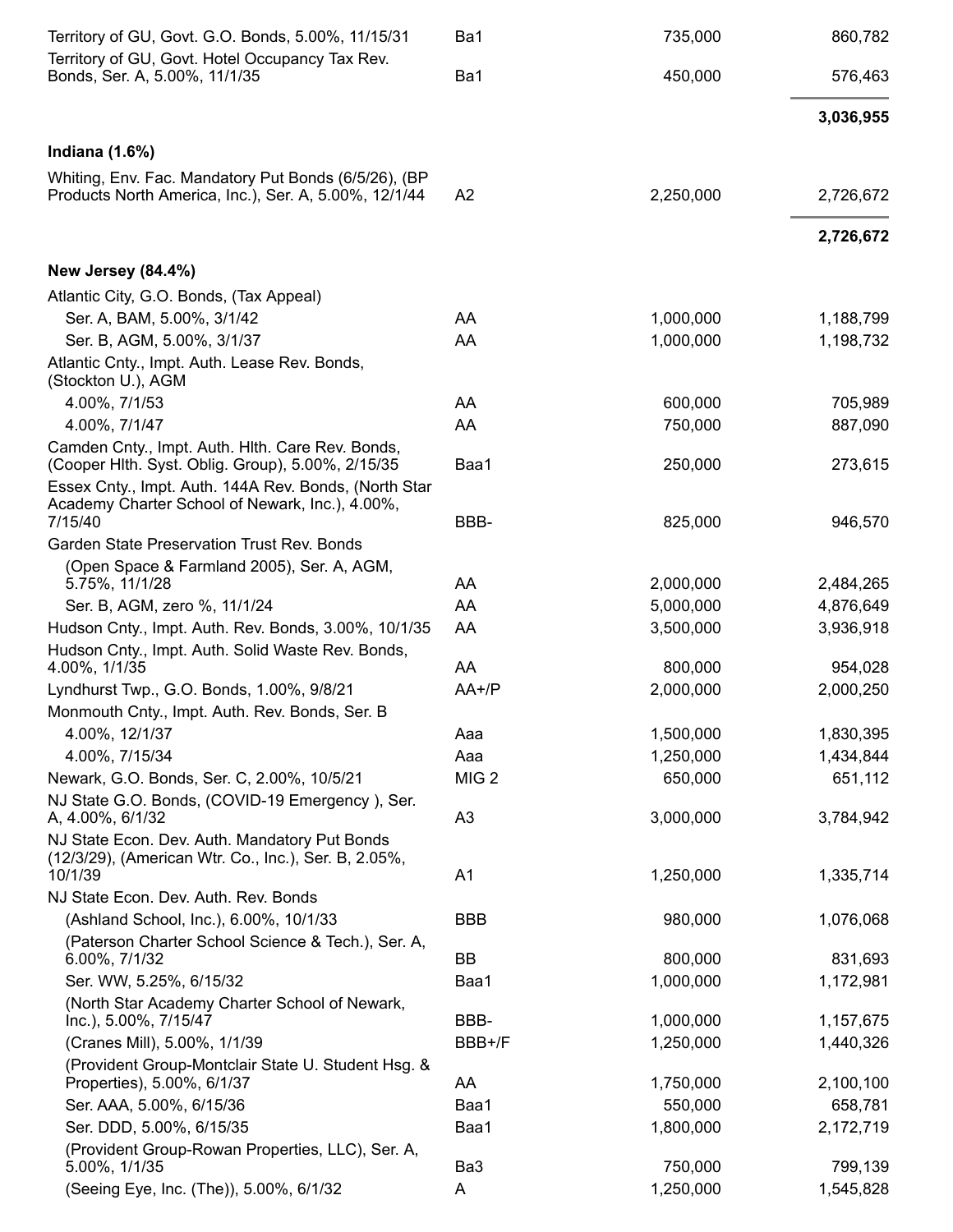| | | | |
|---|---|---|---|
| Territory of GU, Govt. G.O. Bonds, 5.00%, 11/15/31 | Ba1 | 735,000 | 860,782 |
| Territory of GU, Govt. Hotel Occupancy Tax Rev. Bonds, Ser. A, 5.00%, 11/1/35 | Ba1 | 450,000 | 576,463 |
| | | | **3,036,955** |
| **Indiana (1.6%)** | | | |
| Whiting, Env. Fac. Mandatory Put Bonds (6/5/26), (BP Products North America, Inc.), Ser. A, 5.00%, 12/1/44 | A2 | 2,250,000 | 2,726,672 |
| | | | **2,726,672** |
| **New Jersey (84.4%)** | | | |
| Atlantic City, G.O. Bonds, (Tax Appeal) | | | |
| Ser. A, BAM, 5.00%, 3/1/42 | AA | 1,000,000 | 1,188,799 |
| Ser. B, AGM, 5.00%, 3/1/37 | AA | 1,000,000 | 1,198,732 |
| Atlantic Cnty., Impt. Auth. Lease Rev. Bonds, (Stockton U.), AGM | | | |
| 4.00%, 7/1/53 | AA | 600,000 | 705,989 |
| 4.00%, 7/1/47 | AA | 750,000 | 887,090 |
| Camden Cnty., Impt. Auth. Hlth. Care Rev. Bonds, (Cooper Hlth. Syst. Oblig. Group), 5.00%, 2/15/35 | Baa1 | 250,000 | 273,615 |
| Essex Cnty., Impt. Auth. 144A Rev. Bonds, (North Star Academy Charter School of Newark, Inc.), 4.00%, 7/15/40 | BBB- | 825,000 | 946,570 |
| Garden State Preservation Trust Rev. Bonds | | | |
| (Open Space & Farmland 2005), Ser. A, AGM, 5.75%, 11/1/28 | AA | 2,000,000 | 2,484,265 |
| Ser. B, AGM, zero %, 11/1/24 | AA | 5,000,000 | 4,876,649 |
| Hudson Cnty., Impt. Auth. Rev. Bonds, 3.00%, 10/1/35 | AA | 3,500,000 | 3,936,918 |
| Hudson Cnty., Impt. Auth. Solid Waste Rev. Bonds, 4.00%, 1/1/35 | AA | 800,000 | 954,028 |
| Lyndhurst Twp., G.O. Bonds, 1.00%, 9/8/21 | AA+/P | 2,000,000 | 2,000,250 |
| Monmouth Cnty., Impt. Auth. Rev. Bonds, Ser. B | | | |
| 4.00%, 12/1/37 | Aaa | 1,500,000 | 1,830,395 |
| 4.00%, 7/15/34 | Aaa | 1,250,000 | 1,434,844 |
| Newark, G.O. Bonds, Ser. C, 2.00%, 10/5/21 | MIG 2 | 650,000 | 651,112 |
| NJ State G.O. Bonds, (COVID-19 Emergency ), Ser. A, 4.00%, 6/1/32 | A3 | 3,000,000 | 3,784,942 |
| NJ State Econ. Dev. Auth. Mandatory Put Bonds (12/3/29), (American Wtr. Co., Inc.), Ser. B, 2.05%, 10/1/39 | A1 | 1,250,000 | 1,335,714 |
| NJ State Econ. Dev. Auth. Rev. Bonds | | | |
| (Ashland School, Inc.), 6.00%, 10/1/33 | BBB | 980,000 | 1,076,068 |
| (Paterson Charter School Science & Tech.), Ser. A, 6.00%, 7/1/32 | BB | 800,000 | 831,693 |
| Ser. WW, 5.25%, 6/15/32 | Baa1 | 1,000,000 | 1,172,981 |
| (North Star Academy Charter School of Newark, Inc.), 5.00%, 7/15/47 | BBB- | 1,000,000 | 1,157,675 |
| (Cranes Mill), 5.00%, 1/1/39 | BBB+/F | 1,250,000 | 1,440,326 |
| (Provident Group-Montclair State U. Student Hsg. & Properties), 5.00%, 6/1/37 | AA | 1,750,000 | 2,100,100 |
| Ser. AAA, 5.00%, 6/15/36 | Baa1 | 550,000 | 658,781 |
| Ser. DDD, 5.00%, 6/15/35 | Baa1 | 1,800,000 | 2,172,719 |
| (Provident Group-Rowan Properties, LLC), Ser. A, 5.00%, 1/1/35 | Ba3 | 750,000 | 799,139 |
| (Seeing Eye, Inc. (The)), 5.00%, 6/1/32 | A | 1,250,000 | 1,545,828 |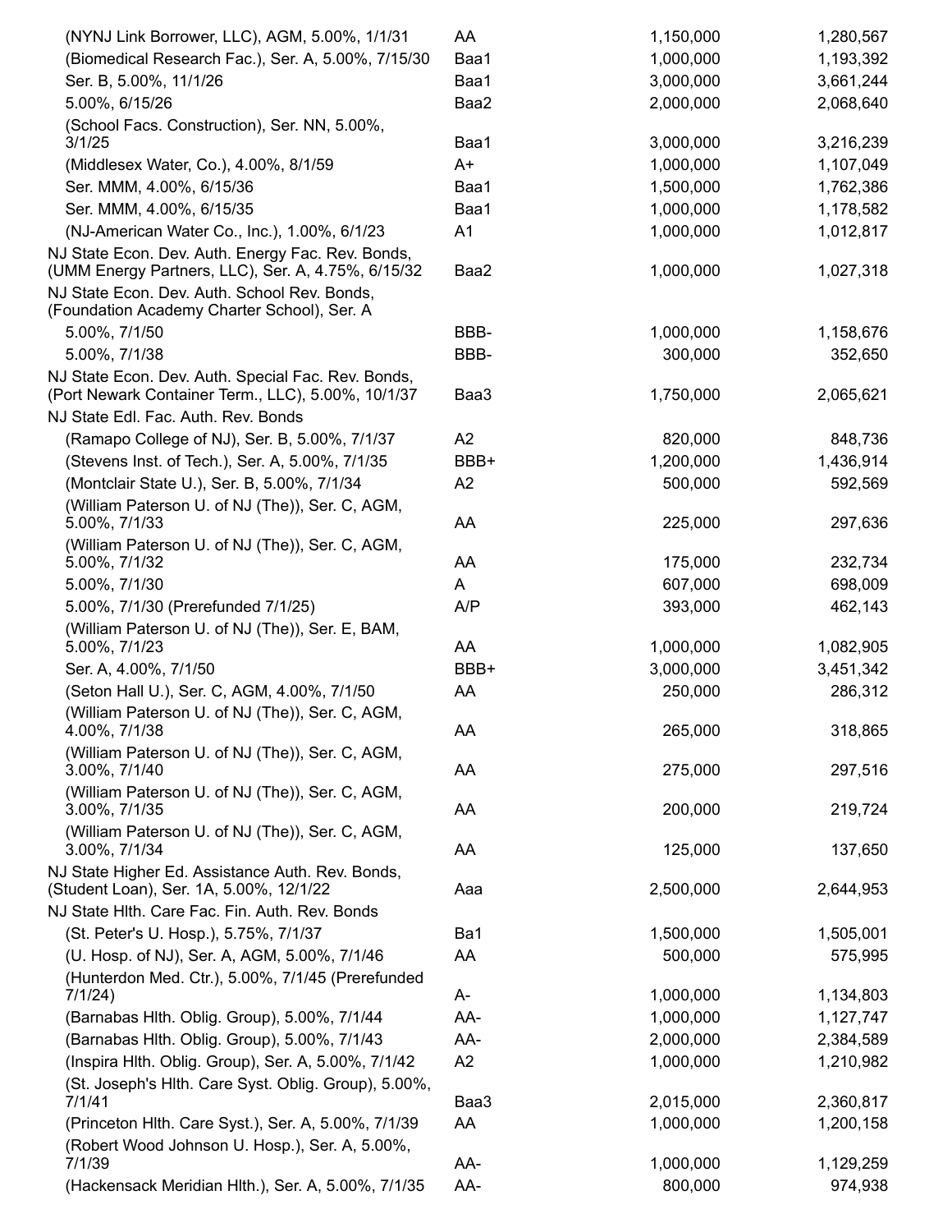| | | | |
|---|---|---|---|
| (NYNJ Link Borrower, LLC), AGM, 5.00%, 1/1/31 | AA | 1,150,000 | 1,280,567 |
| (Biomedical Research Fac.), Ser. A, 5.00%, 7/15/30 | Baa1 | 1,000,000 | 1,193,392 |
| Ser. B, 5.00%, 11/1/26 | Baa1 | 3,000,000 | 3,661,244 |
| 5.00%, 6/15/26 | Baa2 | 2,000,000 | 2,068,640 |
| (School Facs. Construction), Ser. NN, 5.00%, 3/1/25 | Baa1 | 3,000,000 | 3,216,239 |
| (Middlesex Water, Co.), 4.00%, 8/1/59 | A+ | 1,000,000 | 1,107,049 |
| Ser. MMM, 4.00%, 6/15/36 | Baa1 | 1,500,000 | 1,762,386 |
| Ser. MMM, 4.00%, 6/15/35 | Baa1 | 1,000,000 | 1,178,582 |
| (NJ-American Water Co., Inc.), 1.00%, 6/1/23 | A1 | 1,000,000 | 1,012,817 |
| NJ State Econ. Dev. Auth. Energy Fac. Rev. Bonds, (UMM Energy Partners, LLC), Ser. A, 4.75%, 6/15/32 | Baa2 | 1,000,000 | 1,027,318 |
| NJ State Econ. Dev. Auth. School Rev. Bonds, (Foundation Academy Charter School), Ser. A | | | |
| 5.00%, 7/1/50 | BBB- | 1,000,000 | 1,158,676 |
| 5.00%, 7/1/38 | BBB- | 300,000 | 352,650 |
| NJ State Econ. Dev. Auth. Special Fac. Rev. Bonds, (Port Newark Container Term., LLC), 5.00%, 10/1/37 | Baa3 | 1,750,000 | 2,065,621 |
| NJ State Edl. Fac. Auth. Rev. Bonds | | | |
| (Ramapo College of NJ), Ser. B, 5.00%, 7/1/37 | A2 | 820,000 | 848,736 |
| (Stevens Inst. of Tech.), Ser. A, 5.00%, 7/1/35 | BBB+ | 1,200,000 | 1,436,914 |
| (Montclair State U.), Ser. B, 5.00%, 7/1/34 | A2 | 500,000 | 592,569 |
| (William Paterson U. of NJ (The)), Ser. C, AGM, 5.00%, 7/1/33 | AA | 225,000 | 297,636 |
| (William Paterson U. of NJ (The)), Ser. C, AGM, 5.00%, 7/1/32 | AA | 175,000 | 232,734 |
| 5.00%, 7/1/30 | A | 607,000 | 698,009 |
| 5.00%, 7/1/30 (Prerefunded 7/1/25) | A/P | 393,000 | 462,143 |
| (William Paterson U. of NJ (The)), Ser. E, BAM, 5.00%, 7/1/23 | AA | 1,000,000 | 1,082,905 |
| Ser. A, 4.00%, 7/1/50 | BBB+ | 3,000,000 | 3,451,342 |
| (Seton Hall U.), Ser. C, AGM, 4.00%, 7/1/50 | AA | 250,000 | 286,312 |
| (William Paterson U. of NJ (The)), Ser. C, AGM, 4.00%, 7/1/38 | AA | 265,000 | 318,865 |
| (William Paterson U. of NJ (The)), Ser. C, AGM, 3.00%, 7/1/40 | AA | 275,000 | 297,516 |
| (William Paterson U. of NJ (The)), Ser. C, AGM, 3.00%, 7/1/35 | AA | 200,000 | 219,724 |
| (William Paterson U. of NJ (The)), Ser. C, AGM, 3.00%, 7/1/34 | AA | 125,000 | 137,650 |
| NJ State Higher Ed. Assistance Auth. Rev. Bonds, (Student Loan), Ser. 1A, 5.00%, 12/1/22 | Aaa | 2,500,000 | 2,644,953 |
| NJ State Hlth. Care Fac. Fin. Auth. Rev. Bonds | | | |
| (St. Peter's U. Hosp.), 5.75%, 7/1/37 | Ba1 | 1,500,000 | 1,505,001 |
| (U. Hosp. of NJ), Ser. A, AGM, 5.00%, 7/1/46 | AA | 500,000 | 575,995 |
| (Hunterdon Med. Ctr.), 5.00%, 7/1/45 (Prerefunded 7/1/24) | A- | 1,000,000 | 1,134,803 |
| (Barnabas Hlth. Oblig. Group), 5.00%, 7/1/44 | AA- | 1,000,000 | 1,127,747 |
| (Barnabas Hlth. Oblig. Group), 5.00%, 7/1/43 | AA- | 2,000,000 | 2,384,589 |
| (Inspira Hlth. Oblig. Group), Ser. A, 5.00%, 7/1/42 | A2 | 1,000,000 | 1,210,982 |
| (St. Joseph's Hlth. Care Syst. Oblig. Group), 5.00%, 7/1/41 | Baa3 | 2,015,000 | 2,360,817 |
| (Princeton Hlth. Care Syst.), Ser. A, 5.00%, 7/1/39 | AA | 1,000,000 | 1,200,158 |
| (Robert Wood Johnson U. Hosp.), Ser. A, 5.00%, 7/1/39 | AA- | 1,000,000 | 1,129,259 |
| (Hackensack Meridian Hlth.), Ser. A, 5.00%, 7/1/35 | AA- | 800,000 | 974,938 |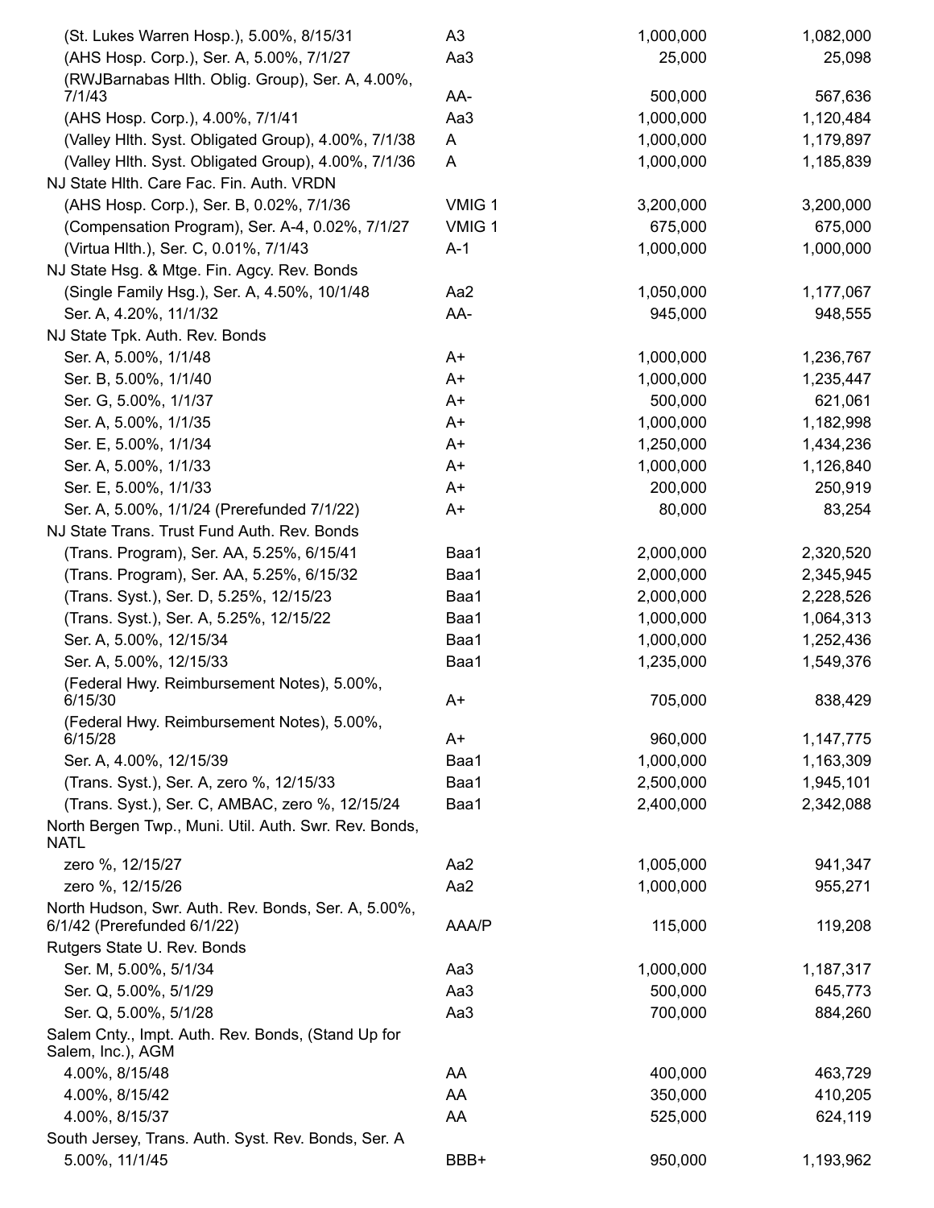| | | | |
|---|---|---|---|
| (St. Lukes Warren Hosp.), 5.00%, 8/15/31 | A3 | 1,000,000 | 1,082,000 |
| (AHS Hosp. Corp.), Ser. A, 5.00%, 7/1/27 | Aa3 | 25,000 | 25,098 |
| (RWJBarnabas Hlth. Oblig. Group), Ser. A, 4.00%, 7/1/43 | AA- | 500,000 | 567,636 |
| (AHS Hosp. Corp.), 4.00%, 7/1/41 | Aa3 | 1,000,000 | 1,120,484 |
| (Valley Hlth. Syst. Obligated Group), 4.00%, 7/1/38 | A | 1,000,000 | 1,179,897 |
| (Valley Hlth. Syst. Obligated Group), 4.00%, 7/1/36 | A | 1,000,000 | 1,185,839 |
| NJ State Hlth. Care Fac. Fin. Auth. VRDN | | | |
| (AHS Hosp. Corp.), Ser. B, 0.02%, 7/1/36 | VMIG 1 | 3,200,000 | 3,200,000 |
| (Compensation Program), Ser. A-4, 0.02%, 7/1/27 | VMIG 1 | 675,000 | 675,000 |
| (Virtua Hlth.), Ser. C, 0.01%, 7/1/43 | A-1 | 1,000,000 | 1,000,000 |
| NJ State Hsg. & Mtge. Fin. Agcy. Rev. Bonds | | | |
| (Single Family Hsg.), Ser. A, 4.50%, 10/1/48 | Aa2 | 1,050,000 | 1,177,067 |
| Ser. A, 4.20%, 11/1/32 | AA- | 945,000 | 948,555 |
| NJ State Tpk. Auth. Rev. Bonds | | | |
| Ser. A, 5.00%, 1/1/48 | A+ | 1,000,000 | 1,236,767 |
| Ser. B, 5.00%, 1/1/40 | A+ | 1,000,000 | 1,235,447 |
| Ser. G, 5.00%, 1/1/37 | A+ | 500,000 | 621,061 |
| Ser. A, 5.00%, 1/1/35 | A+ | 1,000,000 | 1,182,998 |
| Ser. E, 5.00%, 1/1/34 | A+ | 1,250,000 | 1,434,236 |
| Ser. A, 5.00%, 1/1/33 | A+ | 1,000,000 | 1,126,840 |
| Ser. E, 5.00%, 1/1/33 | A+ | 200,000 | 250,919 |
| Ser. A, 5.00%, 1/1/24 (Prerefunded 7/1/22) | A+ | 80,000 | 83,254 |
| NJ State Trans. Trust Fund Auth. Rev. Bonds | | | |
| (Trans. Program), Ser. AA, 5.25%, 6/15/41 | Baa1 | 2,000,000 | 2,320,520 |
| (Trans. Program), Ser. AA, 5.25%, 6/15/32 | Baa1 | 2,000,000 | 2,345,945 |
| (Trans. Syst.), Ser. D, 5.25%, 12/15/23 | Baa1 | 2,000,000 | 2,228,526 |
| (Trans. Syst.), Ser. A, 5.25%, 12/15/22 | Baa1 | 1,000,000 | 1,064,313 |
| Ser. A, 5.00%, 12/15/34 | Baa1 | 1,000,000 | 1,252,436 |
| Ser. A, 5.00%, 12/15/33 | Baa1 | 1,235,000 | 1,549,376 |
| (Federal Hwy. Reimbursement Notes), 5.00%, 6/15/30 | A+ | 705,000 | 838,429 |
| (Federal Hwy. Reimbursement Notes), 5.00%, 6/15/28 | A+ | 960,000 | 1,147,775 |
| Ser. A, 4.00%, 12/15/39 | Baa1 | 1,000,000 | 1,163,309 |
| (Trans. Syst.), Ser. A, zero %, 12/15/33 | Baa1 | 2,500,000 | 1,945,101 |
| (Trans. Syst.), Ser. C, AMBAC, zero %, 12/15/24 | Baa1 | 2,400,000 | 2,342,088 |
| North Bergen Twp., Muni. Util. Auth. Swr. Rev. Bonds, NATL | | | |
| zero %, 12/15/27 | Aa2 | 1,005,000 | 941,347 |
| zero %, 12/15/26 | Aa2 | 1,000,000 | 955,271 |
| North Hudson, Swr. Auth. Rev. Bonds, Ser. A, 5.00%, 6/1/42 (Prerefunded 6/1/22) | AAA/P | 115,000 | 119,208 |
| Rutgers State U. Rev. Bonds | | | |
| Ser. M, 5.00%, 5/1/34 | Aa3 | 1,000,000 | 1,187,317 |
| Ser. Q, 5.00%, 5/1/29 | Aa3 | 500,000 | 645,773 |
| Ser. Q, 5.00%, 5/1/28 | Aa3 | 700,000 | 884,260 |
| Salem Cnty., Impt. Auth. Rev. Bonds, (Stand Up for Salem, Inc.), AGM | | | |
| 4.00%, 8/15/48 | AA | 400,000 | 463,729 |
| 4.00%, 8/15/42 | AA | 350,000 | 410,205 |
| 4.00%, 8/15/37 | AA | 525,000 | 624,119 |
| South Jersey, Trans. Auth. Syst. Rev. Bonds, Ser. A | | | |
| 5.00%, 11/1/45 | BBB+ | 950,000 | 1,193,962 |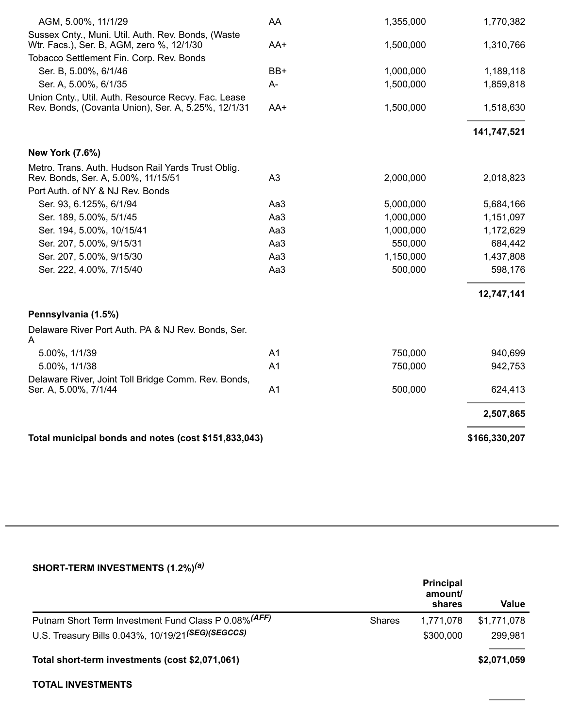| | | | |
|---|---|---|---|
| AGM, 5.00%, 11/1/29 | AA | 1,355,000 | 1,770,382 |
| Sussex Cnty., Muni. Util. Auth. Rev. Bonds, (Waste Wtr. Facs.), Ser. B, AGM, zero %, 12/1/30 | AA+ | 1,500,000 | 1,310,766 |
| Tobacco Settlement Fin. Corp. Rev. Bonds | | | |
| Ser. B, 5.00%, 6/1/46 | BB+ | 1,000,000 | 1,189,118 |
| Ser. A, 5.00%, 6/1/35 | A- | 1,500,000 | 1,859,818 |
| Union Cnty., Util. Auth. Resource Recvy. Fac. Lease Rev. Bonds, (Covanta Union), Ser. A, 5.25%, 12/1/31 | AA+ | 1,500,000 | 1,518,630 |
| | | | **141,747,521** |
| **New York (7.6%)** | | | |
| Metro. Trans. Auth. Hudson Rail Yards Trust Oblig. Rev. Bonds, Ser. A, 5.00%, 11/15/51 | A3 | 2,000,000 | 2,018,823 |
| Port Auth. of NY & NJ Rev. Bonds | | | |
| Ser. 93, 6.125%, 6/1/94 | Aa3 | 5,000,000 | 5,684,166 |
| Ser. 189, 5.00%, 5/1/45 | Aa3 | 1,000,000 | 1,151,097 |
| Ser. 194, 5.00%, 10/15/41 | Aa3 | 1,000,000 | 1,172,629 |
| Ser. 207, 5.00%, 9/15/31 | Aa3 | 550,000 | 684,442 |
| Ser. 207, 5.00%, 9/15/30 | Aa3 | 1,150,000 | 1,437,808 |
| Ser. 222, 4.00%, 7/15/40 | Aa3 | 500,000 | 598,176 |
| | | | **12,747,141** |
| **Pennsylvania (1.5%)** | | | |
| Delaware River Port Auth. PA & NJ Rev. Bonds, Ser. A | | | |
| 5.00%, 1/1/39 | A1 | 750,000 | 940,699 |
| 5.00%, 1/1/38 | A1 | 750,000 | 942,753 |
| Delaware River, Joint Toll Bridge Comm. Rev. Bonds, Ser. A, 5.00%, 7/1/44 | A1 | 500,000 | 624,413 |
| | | | **2,507,865** |
| **Total municipal bonds and notes (cost $151,833,043)** | | | **$166,330,207** |

**SHORT-TERM INVESTMENTS (1.2%)[(a)]**

| | | Principal amount/ shares | Value |
|---|---|---|---|
| Putnam Short Term Investment Fund Class P 0.08%[(AFF)] | Shares | 1,771,078 | $1,771,078 |
| U.S. Treasury Bills 0.043%, 10/19/21[(SEG)(SEGCCS)] | | $300,000 | 299,981 |
| **Total short-term investments (cost $2,071,061)** | | | **$2,071,059** |

**TOTAL INVESTMENTS**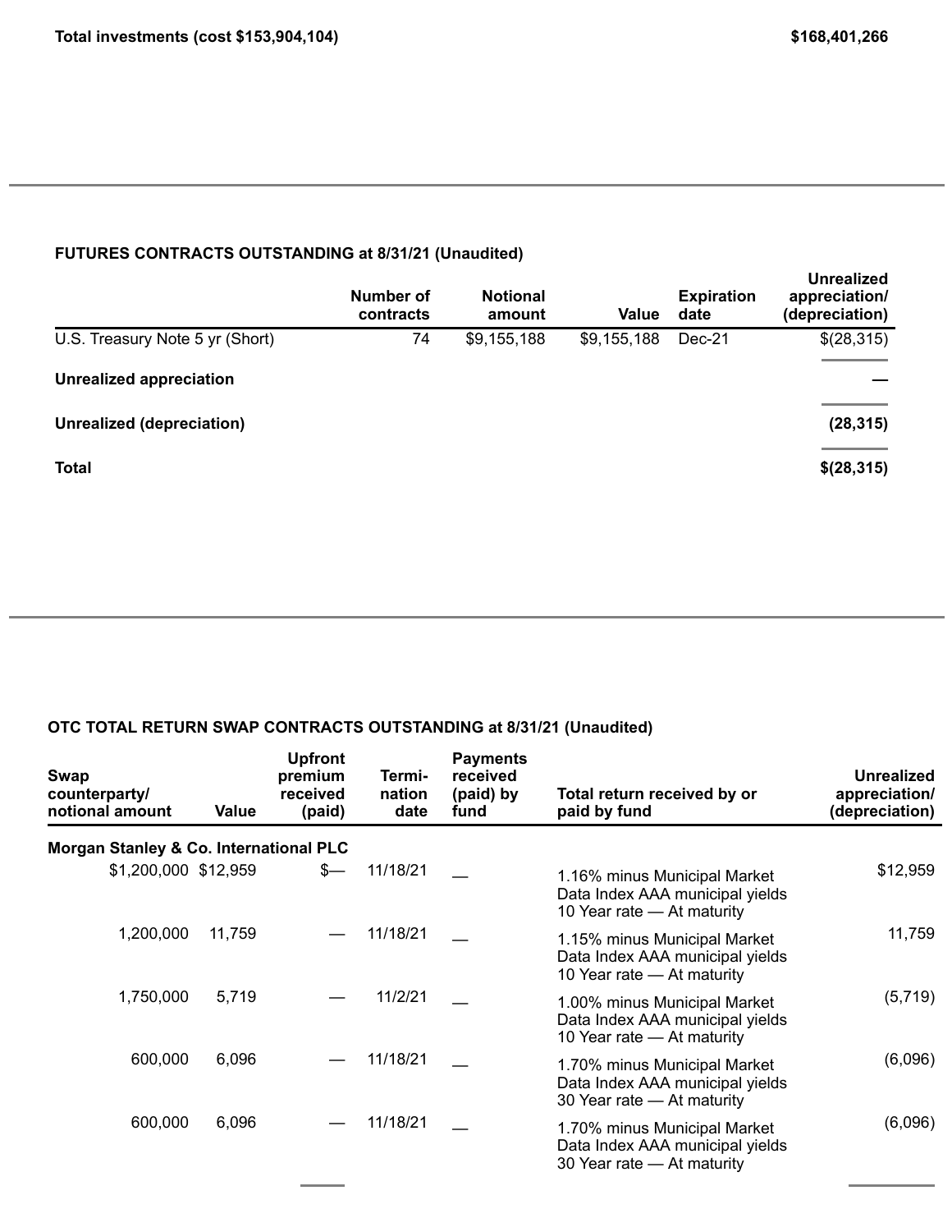**Total investments (cost $153,904,104)** **$168,401,266**

**FUTURES CONTRACTS OUTSTANDING at 8/31/21 (Unaudited)**

| | Number of contracts | Notional amount | Value | Expiration date | Unrealized appreciation/ (depreciation) |
|---|---|---|---|---|---|
| U.S. Treasury Note 5 yr (Short) | 74 | $9,155,188 | $9,155,188 | Dec-21 | $(28,315) |
| **Unrealized appreciation** | | | | | **—** |
| **Unrealized (depreciation)** | | | | | **(28,315)** |
| **Total** | | | | | **$(28,315)** |

**OTC TOTAL RETURN SWAP CONTRACTS OUTSTANDING at 8/31/21 (Unaudited)**

| Swap counterparty/ notional amount | Value | Upfront premium received (paid) | Termi- nation date | Payments received (paid) by fund | Total return received by or paid by fund | Unrealized appreciation/ (depreciation) |
|---|---|---|---|---|---|---|
| **Morgan Stanley & Co. International PLC** | | | | | | |
| $1,200,000 | $12,959 | $— | 11/18/21 | — | 1.16% minus Municipal Market Data Index AAA municipal yields 10 Year rate — At maturity | $12,959 |
| 1,200,000 | 11,759 | — | 11/18/21 | — | 1.15% minus Municipal Market Data Index AAA municipal yields 10 Year rate — At maturity | 11,759 |
| 1,750,000 | 5,719 | — | 11/2/21 | — | 1.00% minus Municipal Market Data Index AAA municipal yields 10 Year rate — At maturity | (5,719) |
| 600,000 | 6,096 | — | 11/18/21 | — | 1.70% minus Municipal Market Data Index AAA municipal yields 30 Year rate — At maturity | (6,096) |
| 600,000 | 6,096 | — | 11/18/21 | — | 1.70% minus Municipal Market Data Index AAA municipal yields 30 Year rate — At maturity | (6,096) |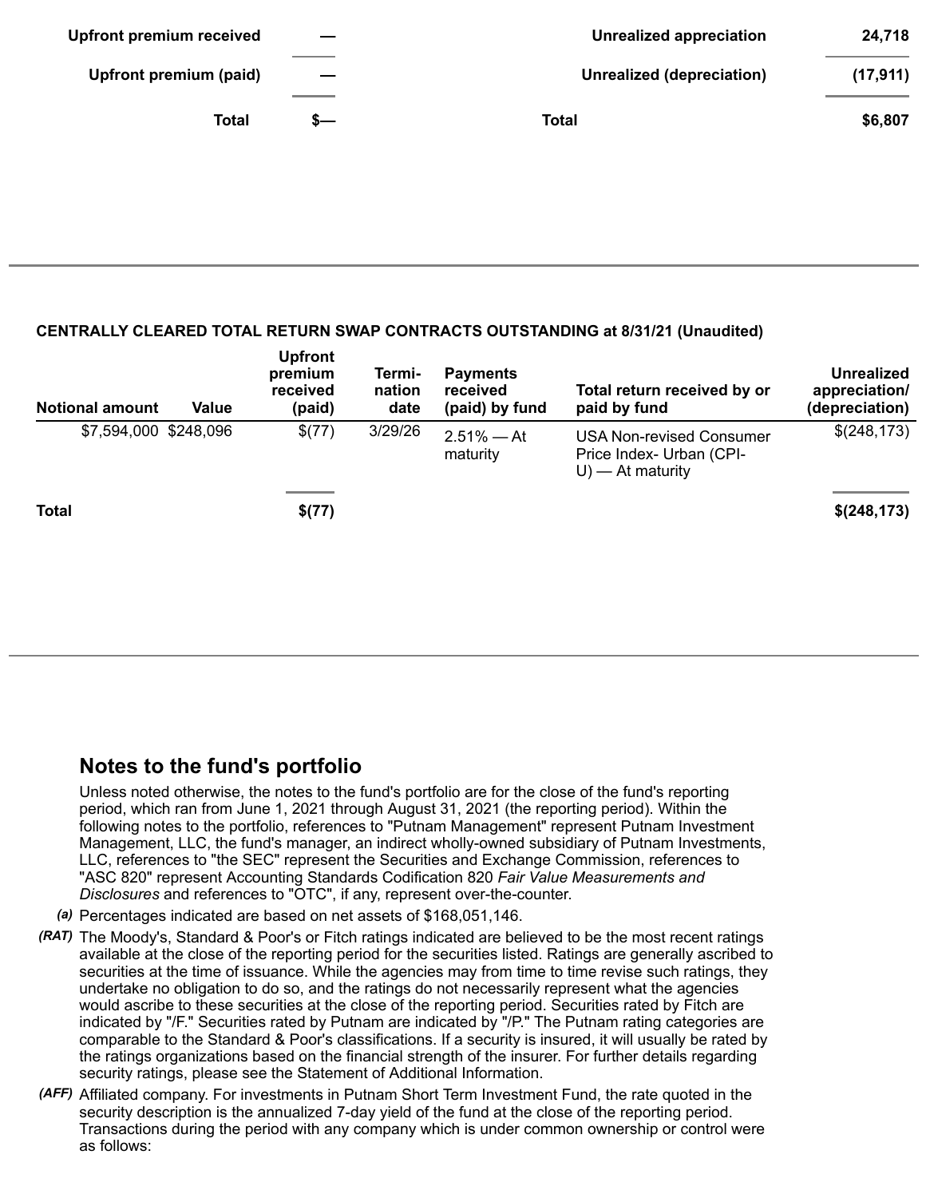| | | | |
|---|---|---|---|
| Upfront premium received | — | Unrealized appreciation | 24,718 |
| Upfront premium (paid) | — | Unrealized (depreciation) | (17,911) |
| Total | $— | Total | $6,807 |

**CENTRALLY CLEARED TOTAL RETURN SWAP CONTRACTS OUTSTANDING at 8/31/21 (Unaudited)**

| Notional amount | Value | Upfront premium received (paid) | Termi-nation date | Payments received (paid) by fund | Total return received by or paid by fund | Unrealized appreciation/ (depreciation) |
|---|---|---|---|---|---|---|
| $7,594,000 | $248,096 | $(77) | 3/29/26 | 2.51% — At maturity | USA Non-revised Consumer Price Index- Urban (CPI-U) — At maturity | $(248,173) |
| **Total** | | **$(77)** | | | | **$(248,173)** |

## Notes to the fund's portfolio

Unless noted otherwise, the notes to the fund's portfolio are for the close of the fund's reporting period, which ran from June 1, 2021 through August 31, 2021 (the reporting period). Within the following notes to the portfolio, references to "Putnam Management" represent Putnam Investment Management, LLC, the fund's manager, an indirect wholly-owned subsidiary of Putnam Investments, LLC, references to "the SEC" represent the Securities and Exchange Commission, references to "ASC 820" represent Accounting Standards Codification 820 *Fair Value Measurements and Disclosures* and references to "OTC", if any, represent over-the-counter.

*(a)* Percentages indicated are based on net assets of $168,051,146.

*(RAT)* The Moody's, Standard & Poor's or Fitch ratings indicated are believed to be the most recent ratings available at the close of the reporting period for the securities listed. Ratings are generally ascribed to securities at the time of issuance. While the agencies may from time to time revise such ratings, they undertake no obligation to do so, and the ratings do not necessarily represent what the agencies would ascribe to these securities at the close of the reporting period. Securities rated by Fitch are indicated by "/F." Securities rated by Putnam are indicated by "/P." The Putnam rating categories are comparable to the Standard & Poor's classifications. If a security is insured, it will usually be rated by the ratings organizations based on the financial strength of the insurer. For further details regarding security ratings, please see the Statement of Additional Information.

*(AFF)* Affiliated company. For investments in Putnam Short Term Investment Fund, the rate quoted in the security description is the annualized 7-day yield of the fund at the close of the reporting period. Transactions during the period with any company which is under common ownership or control were as follows: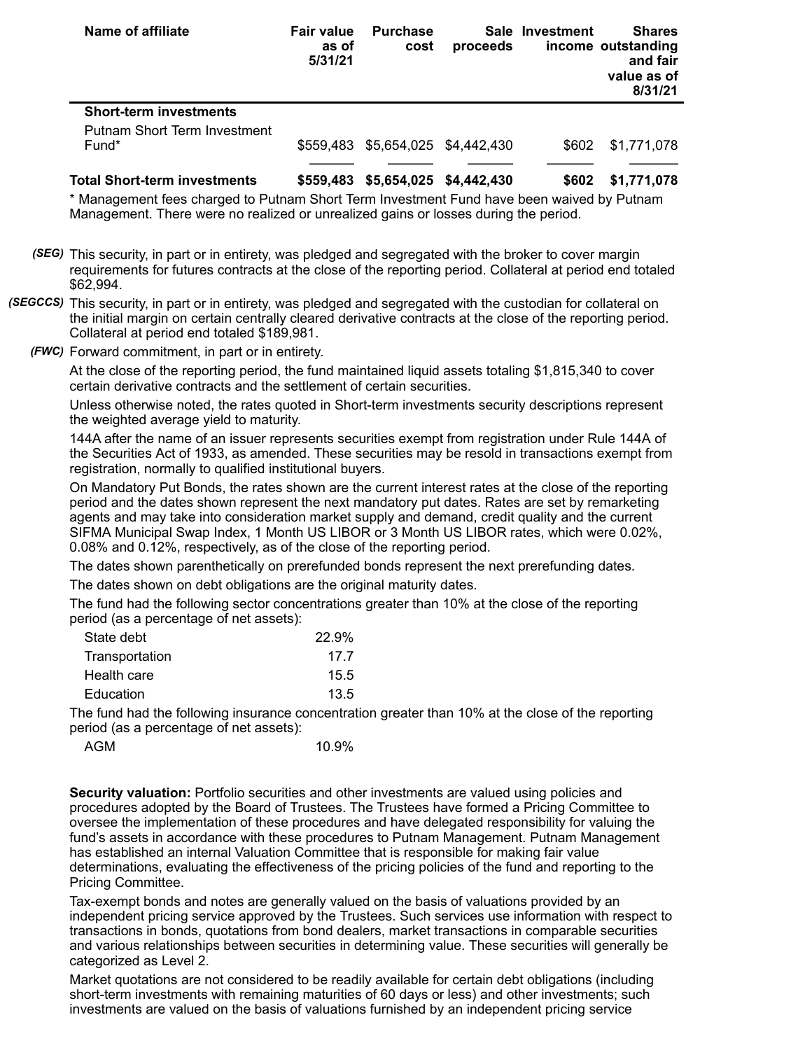| Name of affiliate | Fair value as of 5/31/21 | Purchase cost | Sale proceeds | Investment income | Shares outstanding and fair value as of 8/31/21 |
|---|---|---|---|---|---|
| **Short-term investments** | | | | | |
| Putnam Short Term Investment Fund* | $559,483 | $5,654,025 | $4,442,430 | $602 | $1,771,078 |
| **Total Short-term investments** | **$559,483** | **$5,654,025** | **$4,442,430** | **$602** | **$1,771,078** |

* Management fees charged to Putnam Short Term Investment Fund have been waived by Putnam Management. There were no realized or unrealized gains or losses during the period.

*(SEG)* This security, in part or in entirety, was pledged and segregated with the broker to cover margin requirements for futures contracts at the close of the reporting period. Collateral at period end totaled $62,994.

*(SEGCCS)* This security, in part or in entirety, was pledged and segregated with the custodian for collateral on the initial margin on certain centrally cleared derivative contracts at the close of the reporting period. Collateral at period end totaled $189,981.

*(FWC)* Forward commitment, in part or in entirety.

At the close of the reporting period, the fund maintained liquid assets totaling $1,815,340 to cover certain derivative contracts and the settlement of certain securities.

Unless otherwise noted, the rates quoted in Short-term investments security descriptions represent the weighted average yield to maturity.

144A after the name of an issuer represents securities exempt from registration under Rule 144A of the Securities Act of 1933, as amended. These securities may be resold in transactions exempt from registration, normally to qualified institutional buyers.

On Mandatory Put Bonds, the rates shown are the current interest rates at the close of the reporting period and the dates shown represent the next mandatory put dates. Rates are set by remarketing agents and may take into consideration market supply and demand, credit quality and the current SIFMA Municipal Swap Index, 1 Month US LIBOR or 3 Month US LIBOR rates, which were 0.02%, 0.08% and 0.12%, respectively, as of the close of the reporting period.

The dates shown parenthetically on prerefunded bonds represent the next prerefunding dates.

The dates shown on debt obligations are the original maturity dates.

The fund had the following sector concentrations greater than 10% at the close of the reporting period (as a percentage of net assets):

| | |
|---|---|
| State debt | 22.9% |
| Transportation | 17.7 |
| Health care | 15.5 |
| Education | 13.5 |

The fund had the following insurance concentration greater than 10% at the close of the reporting period (as a percentage of net assets):

| | |
|---|---|
| AGM | 10.9% |

**Security valuation:** Portfolio securities and other investments are valued using policies and procedures adopted by the Board of Trustees. The Trustees have formed a Pricing Committee to oversee the implementation of these procedures and have delegated responsibility for valuing the fund's assets in accordance with these procedures to Putnam Management. Putnam Management has established an internal Valuation Committee that is responsible for making fair value determinations, evaluating the effectiveness of the pricing policies of the fund and reporting to the Pricing Committee.

Tax-exempt bonds and notes are generally valued on the basis of valuations provided by an independent pricing service approved by the Trustees. Such services use information with respect to transactions in bonds, quotations from bond dealers, market transactions in comparable securities and various relationships between securities in determining value. These securities will generally be categorized as Level 2.

Market quotations are not considered to be readily available for certain debt obligations (including short-term investments with remaining maturities of 60 days or less) and other investments; such investments are valued on the basis of valuations furnished by an independent pricing service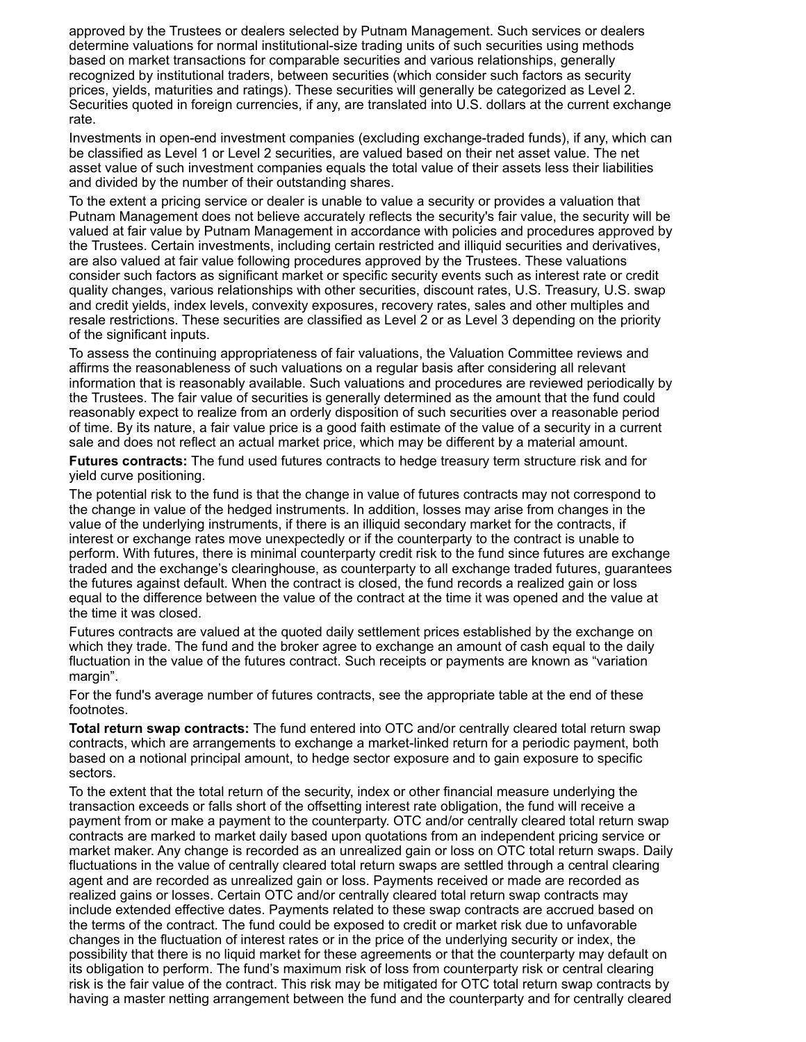approved by the Trustees or dealers selected by Putnam Management. Such services or dealers determine valuations for normal institutional-size trading units of such securities using methods based on market transactions for comparable securities and various relationships, generally recognized by institutional traders, between securities (which consider such factors as security prices, yields, maturities and ratings). These securities will generally be categorized as Level 2. Securities quoted in foreign currencies, if any, are translated into U.S. dollars at the current exchange rate.

Investments in open-end investment companies (excluding exchange-traded funds), if any, which can be classified as Level 1 or Level 2 securities, are valued based on their net asset value. The net asset value of such investment companies equals the total value of their assets less their liabilities and divided by the number of their outstanding shares.

To the extent a pricing service or dealer is unable to value a security or provides a valuation that Putnam Management does not believe accurately reflects the security's fair value, the security will be valued at fair value by Putnam Management in accordance with policies and procedures approved by the Trustees. Certain investments, including certain restricted and illiquid securities and derivatives, are also valued at fair value following procedures approved by the Trustees. These valuations consider such factors as significant market or specific security events such as interest rate or credit quality changes, various relationships with other securities, discount rates, U.S. Treasury, U.S. swap and credit yields, index levels, convexity exposures, recovery rates, sales and other multiples and resale restrictions. These securities are classified as Level 2 or as Level 3 depending on the priority of the significant inputs.

To assess the continuing appropriateness of fair valuations, the Valuation Committee reviews and affirms the reasonableness of such valuations on a regular basis after considering all relevant information that is reasonably available. Such valuations and procedures are reviewed periodically by the Trustees. The fair value of securities is generally determined as the amount that the fund could reasonably expect to realize from an orderly disposition of such securities over a reasonable period of time. By its nature, a fair value price is a good faith estimate of the value of a security in a current sale and does not reflect an actual market price, which may be different by a material amount.

**Futures contracts:** The fund used futures contracts to hedge treasury term structure risk and for yield curve positioning.

The potential risk to the fund is that the change in value of futures contracts may not correspond to the change in value of the hedged instruments. In addition, losses may arise from changes in the value of the underlying instruments, if there is an illiquid secondary market for the contracts, if interest or exchange rates move unexpectedly or if the counterparty to the contract is unable to perform. With futures, there is minimal counterparty credit risk to the fund since futures are exchange traded and the exchange's clearinghouse, as counterparty to all exchange traded futures, guarantees the futures against default. When the contract is closed, the fund records a realized gain or loss equal to the difference between the value of the contract at the time it was opened and the value at the time it was closed.

Futures contracts are valued at the quoted daily settlement prices established by the exchange on which they trade. The fund and the broker agree to exchange an amount of cash equal to the daily fluctuation in the value of the futures contract. Such receipts or payments are known as "variation margin".

For the fund's average number of futures contracts, see the appropriate table at the end of these footnotes.

**Total return swap contracts:** The fund entered into OTC and/or centrally cleared total return swap contracts, which are arrangements to exchange a market-linked return for a periodic payment, both based on a notional principal amount, to hedge sector exposure and to gain exposure to specific sectors.

To the extent that the total return of the security, index or other financial measure underlying the transaction exceeds or falls short of the offsetting interest rate obligation, the fund will receive a payment from or make a payment to the counterparty. OTC and/or centrally cleared total return swap contracts are marked to market daily based upon quotations from an independent pricing service or market maker. Any change is recorded as an unrealized gain or loss on OTC total return swaps. Daily fluctuations in the value of centrally cleared total return swaps are settled through a central clearing agent and are recorded as unrealized gain or loss. Payments received or made are recorded as realized gains or losses. Certain OTC and/or centrally cleared total return swap contracts may include extended effective dates. Payments related to these swap contracts are accrued based on the terms of the contract. The fund could be exposed to credit or market risk due to unfavorable changes in the fluctuation of interest rates or in the price of the underlying security or index, the possibility that there is no liquid market for these agreements or that the counterparty may default on its obligation to perform. The fund's maximum risk of loss from counterparty risk or central clearing risk is the fair value of the contract. This risk may be mitigated for OTC total return swap contracts by having a master netting arrangement between the fund and the counterparty and for centrally cleared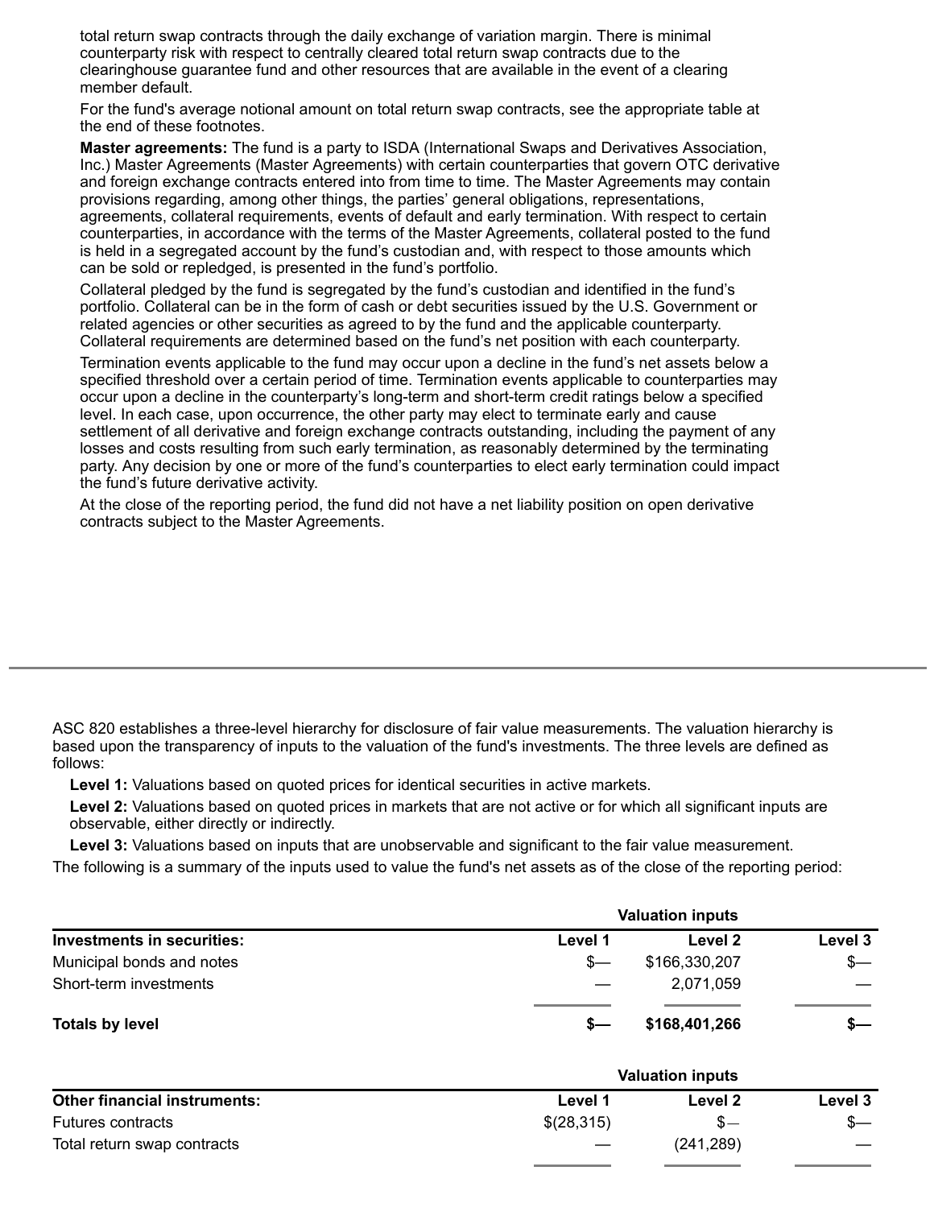total return swap contracts through the daily exchange of variation margin. There is minimal counterparty risk with respect to centrally cleared total return swap contracts due to the clearinghouse guarantee fund and other resources that are available in the event of a clearing member default.

For the fund's average notional amount on total return swap contracts, see the appropriate table at the end of these footnotes.

**Master agreements:** The fund is a party to ISDA (International Swaps and Derivatives Association, Inc.) Master Agreements (Master Agreements) with certain counterparties that govern OTC derivative and foreign exchange contracts entered into from time to time. The Master Agreements may contain provisions regarding, among other things, the parties' general obligations, representations, agreements, collateral requirements, events of default and early termination. With respect to certain counterparties, in accordance with the terms of the Master Agreements, collateral posted to the fund is held in a segregated account by the fund's custodian and, with respect to those amounts which can be sold or repledged, is presented in the fund's portfolio.

Collateral pledged by the fund is segregated by the fund's custodian and identified in the fund's portfolio. Collateral can be in the form of cash or debt securities issued by the U.S. Government or related agencies or other securities as agreed to by the fund and the applicable counterparty. Collateral requirements are determined based on the fund's net position with each counterparty.

Termination events applicable to the fund may occur upon a decline in the fund's net assets below a specified threshold over a certain period of time. Termination events applicable to counterparties may occur upon a decline in the counterparty's long-term and short-term credit ratings below a specified level. In each case, upon occurrence, the other party may elect to terminate early and cause settlement of all derivative and foreign exchange contracts outstanding, including the payment of any losses and costs resulting from such early termination, as reasonably determined by the terminating party. Any decision by one or more of the fund's counterparties to elect early termination could impact the fund's future derivative activity.

At the close of the reporting period, the fund did not have a net liability position on open derivative contracts subject to the Master Agreements.

ASC 820 establishes a three-level hierarchy for disclosure of fair value measurements. The valuation hierarchy is based upon the transparency of inputs to the valuation of the fund's investments. The three levels are defined as follows:

**Level 1:** Valuations based on quoted prices for identical securities in active markets.

**Level 2:** Valuations based on quoted prices in markets that are not active or for which all significant inputs are observable, either directly or indirectly.

**Level 3:** Valuations based on inputs that are unobservable and significant to the fair value measurement.

The following is a summary of the inputs used to value the fund's net assets as of the close of the reporting period:

| | Valuation inputs | | |
|---|---|---|---|
| **Investments in securities:** | **Level 1** | **Level 2** | **Level 3** |
| Municipal bonds and notes | $— | $166,330,207 | $— |
| Short-term investments | — | 2,071,059 | — |
| **Totals by level** | **$—** | **$168,401,266** | **$—** |

| | Valuation inputs | | |
|---|---|---|---|
| **Other financial instruments:** | **Level 1** | **Level 2** | **Level 3** |
| Futures contracts | $(28,315) | $— | $— |
| Total return swap contracts | — | (241,289) | — |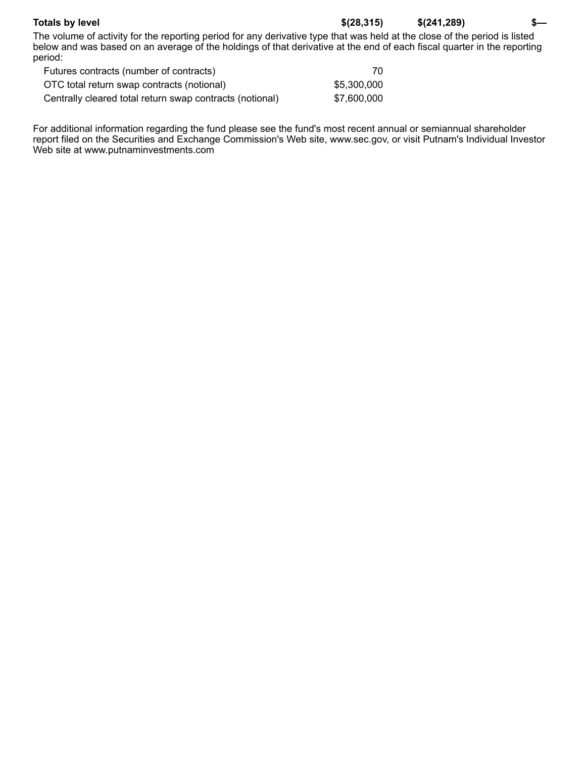| | | | |
|---|---|---|---|
| **Totals by level** | **$(28,315)** | **$(241,289)** | **$—** |

The volume of activity for the reporting period for any derivative type that was held at the close of the period is listed below and was based on an average of the holdings of that derivative at the end of each fiscal quarter in the reporting period:

| | |
|---|---|
| Futures contracts (number of contracts) | 70 |
| OTC total return swap contracts (notional) | $5,300,000 |
| Centrally cleared total return swap contracts (notional) | $7,600,000 |

For additional information regarding the fund please see the fund's most recent annual or semiannual shareholder report filed on the Securities and Exchange Commission's Web site, www.sec.gov, or visit Putnam's Individual Investor Web site at www.putnaminvestments.com